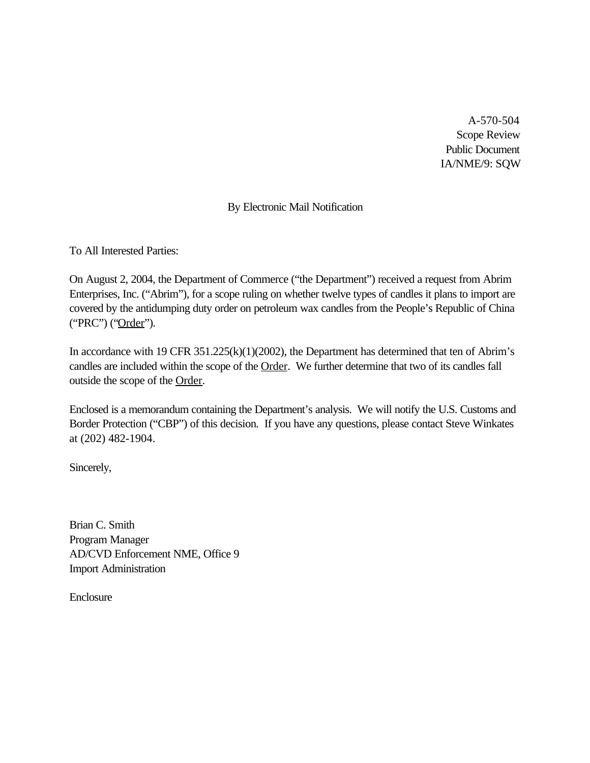A-570-504
Scope Review
Public Document
IA/NME/9: SQW

By Electronic Mail Notification

To All Interested Parties:

On August 2, 2004, the Department of Commerce ("the Department") received a request from Abrim Enterprises, Inc. ("Abrim"), for a scope ruling on whether twelve types of candles it plans to import are covered by the antidumping duty order on petroleum wax candles from the People's Republic of China ("PRC") ("Order").

In accordance with 19 CFR 351.225(k)(1)(2002), the Department has determined that ten of Abrim's candles are included within the scope of the Order. We further determine that two of its candles fall outside the scope of the Order.

Enclosed is a memorandum containing the Department's analysis. We will notify the U.S. Customs and Border Protection ("CBP") of this decision. If you have any questions, please contact Steve Winkates at (202) 482-1904.

Sincerely,

Brian C. Smith
Program Manager
AD/CVD Enforcement NME, Office 9
Import Administration

Enclosure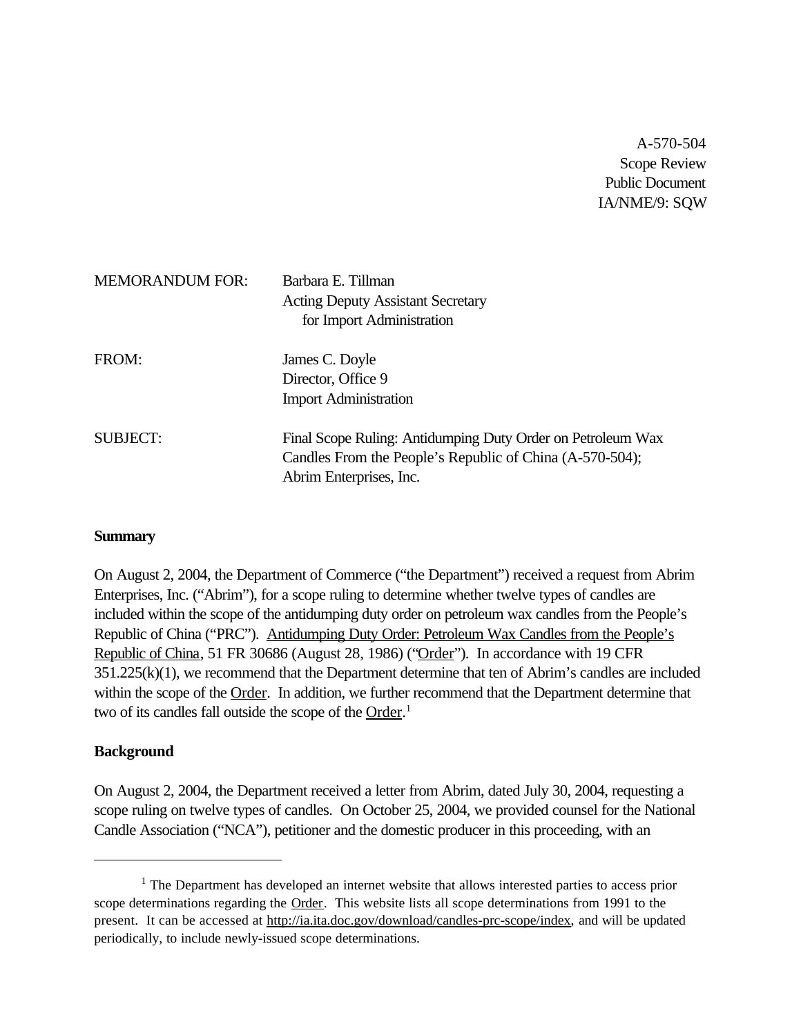A-570-504
Scope Review
Public Document
IA/NME/9: SQW

MEMORANDUM FOR: Barbara E. Tillman
Acting Deputy Assistant Secretary
for Import Administration

FROM: James C. Doyle
Director, Office 9
Import Administration

SUBJECT: Final Scope Ruling: Antidumping Duty Order on Petroleum Wax Candles From the People's Republic of China (A-570-504); Abrim Enterprises, Inc.

**Summary**

On August 2, 2004, the Department of Commerce ("the Department") received a request from Abrim Enterprises, Inc. ("Abrim"), for a scope ruling to determine whether twelve types of candles are included within the scope of the antidumping duty order on petroleum wax candles from the People's Republic of China ("PRC"). Antidumping Duty Order: Petroleum Wax Candles from the People's Republic of China, 51 FR 30686 (August 28, 1986) ("Order"). In accordance with 19 CFR 351.225(k)(1), we recommend that the Department determine that ten of Abrim's candles are included within the scope of the Order. In addition, we further recommend that the Department determine that two of its candles fall outside the scope of the Order.[1]

**Background**

On August 2, 2004, the Department received a letter from Abrim, dated July 30, 2004, requesting a scope ruling on twelve types of candles. On October 25, 2004, we provided counsel for the National Candle Association ("NCA"), petitioner and the domestic producer in this proceeding, with an

[1] The Department has developed an internet website that allows interested parties to access prior scope determinations regarding the Order. This website lists all scope determinations from 1991 to the present. It can be accessed at http://ia.ita.doc.gov/download/candles-prc-scope/index, and will be updated periodically, to include newly-issued scope determinations.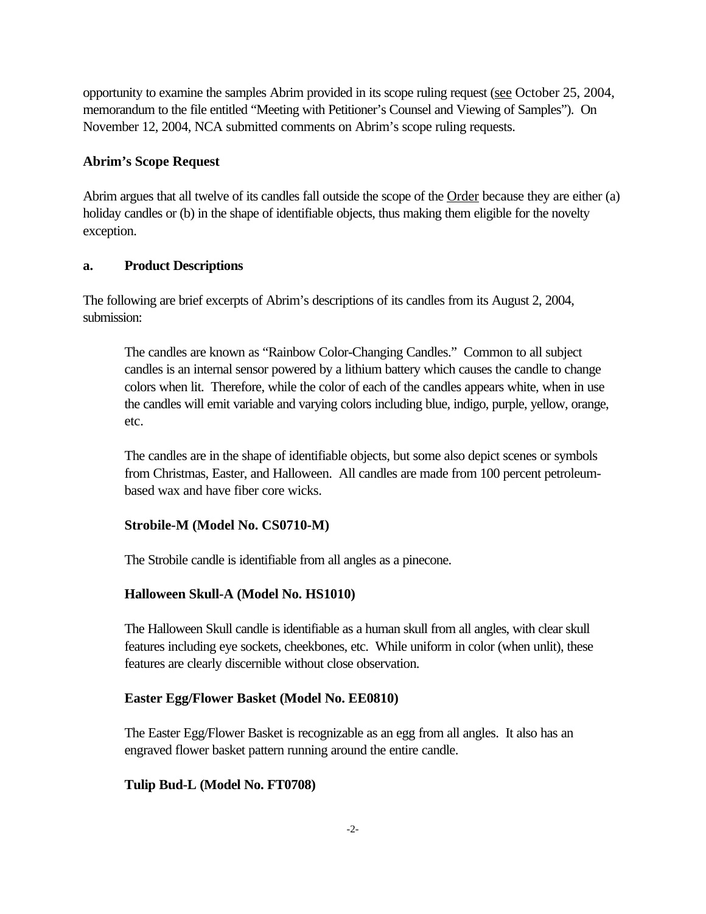opportunity to examine the samples Abrim provided in its scope ruling request (see October 25, 2004, memorandum to the file entitled "Meeting with Petitioner's Counsel and Viewing of Samples"). On November 12, 2004, NCA submitted comments on Abrim's scope ruling requests.

**Abrim's Scope Request**

Abrim argues that all twelve of its candles fall outside the scope of the Order because they are either (a) holiday candles or (b) in the shape of identifiable objects, thus making them eligible for the novelty exception.

**a. Product Descriptions**

The following are brief excerpts of Abrim's descriptions of its candles from its August 2, 2004, submission:

> The candles are known as "Rainbow Color-Changing Candles." Common to all subject candles is an internal sensor powered by a lithium battery which causes the candle to change colors when lit. Therefore, while the color of each of the candles appears white, when in use the candles will emit variable and varying colors including blue, indigo, purple, yellow, orange, etc.
>
> The candles are in the shape of identifiable objects, but some also depict scenes or symbols from Christmas, Easter, and Halloween. All candles are made from 100 percent petroleum-based wax and have fiber core wicks.
>
> **Strobile-M (Model No. CS0710-M)**
>
> The Strobile candle is identifiable from all angles as a pinecone.
>
> **Halloween Skull-A (Model No. HS1010)**
>
> The Halloween Skull candle is identifiable as a human skull from all angles, with clear skull features including eye sockets, cheekbones, etc. While uniform in color (when unlit), these features are clearly discernible without close observation.
>
> **Easter Egg/Flower Basket (Model No. EE0810)**
>
> The Easter Egg/Flower Basket is recognizable as an egg from all angles. It also has an engraved flower basket pattern running around the entire candle.
>
> **Tulip Bud-L (Model No. FT0708)**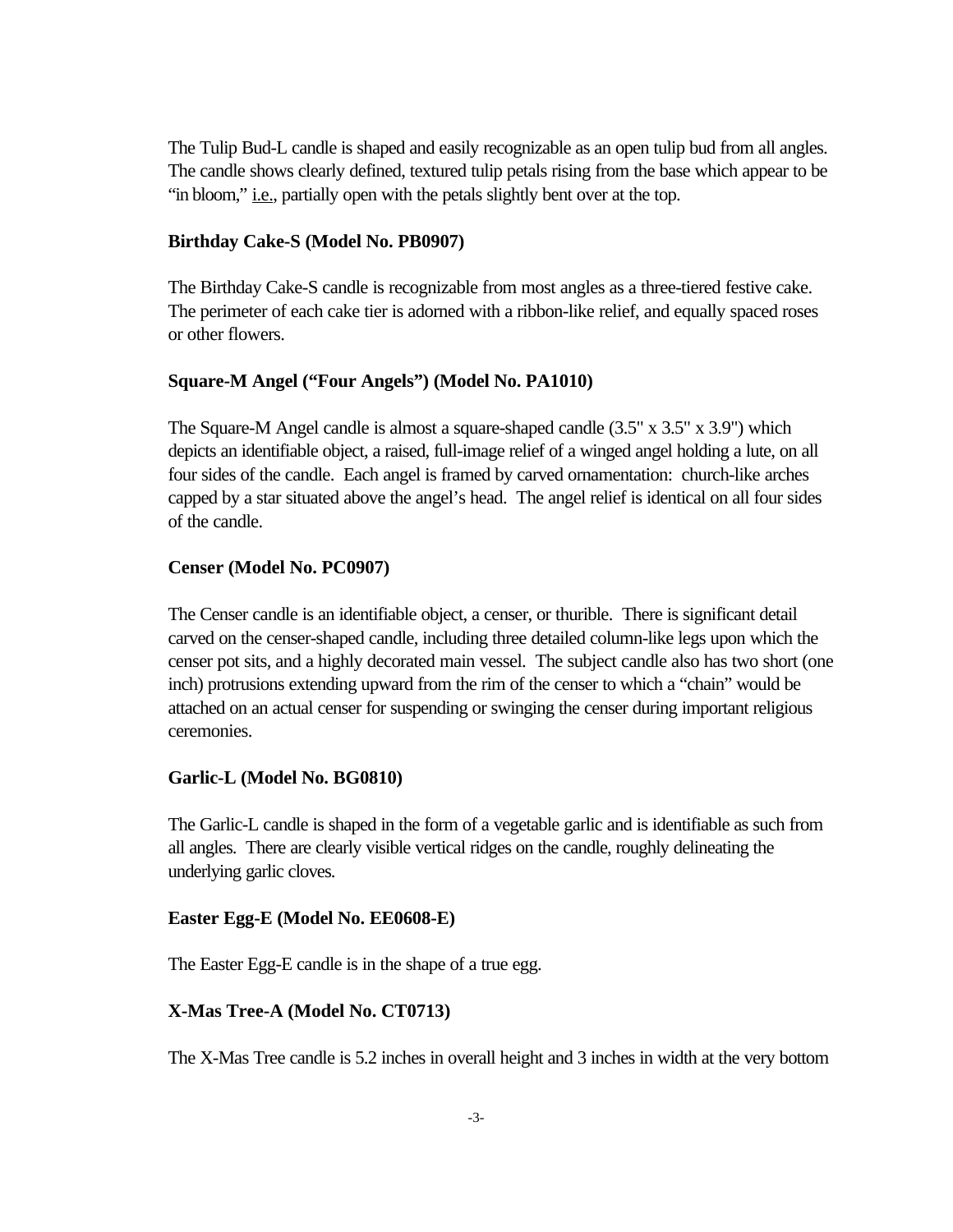The Tulip Bud-L candle is shaped and easily recognizable as an open tulip bud from all angles. The candle shows clearly defined, textured tulip petals rising from the base which appear to be "in bloom," i.e., partially open with the petals slightly bent over at the top.

**Birthday Cake-S (Model No. PB0907)**

The Birthday Cake-S candle is recognizable from most angles as a three-tiered festive cake. The perimeter of each cake tier is adorned with a ribbon-like relief, and equally spaced roses or other flowers.

**Square-M Angel ("Four Angels") (Model No. PA1010)**

The Square-M Angel candle is almost a square-shaped candle (3.5" x 3.5" x 3.9") which depicts an identifiable object, a raised, full-image relief of a winged angel holding a lute, on all four sides of the candle. Each angel is framed by carved ornamentation: church-like arches capped by a star situated above the angel's head. The angel relief is identical on all four sides of the candle.

**Censer (Model No. PC0907)**

The Censer candle is an identifiable object, a censer, or thurible. There is significant detail carved on the censer-shaped candle, including three detailed column-like legs upon which the censer pot sits, and a highly decorated main vessel. The subject candle also has two short (one inch) protrusions extending upward from the rim of the censer to which a "chain" would be attached on an actual censer for suspending or swinging the censer during important religious ceremonies.

**Garlic-L (Model No. BG0810)**

The Garlic-L candle is shaped in the form of a vegetable garlic and is identifiable as such from all angles. There are clearly visible vertical ridges on the candle, roughly delineating the underlying garlic cloves.

**Easter Egg-E (Model No. EE0608-E)**

The Easter Egg-E candle is in the shape of a true egg.

**X-Mas Tree-A (Model No. CT0713)**

The X-Mas Tree candle is 5.2 inches in overall height and 3 inches in width at the very bottom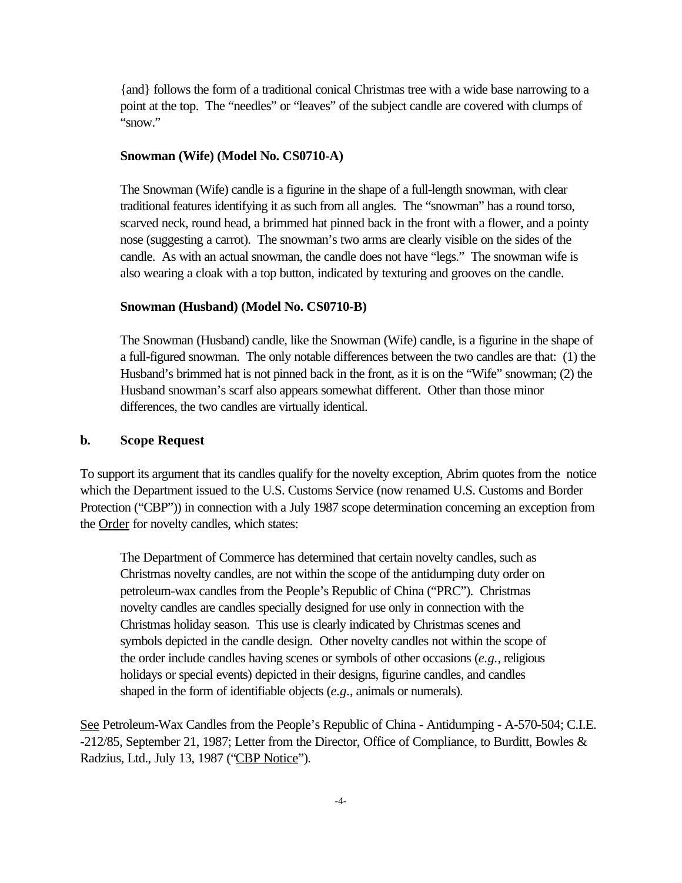{and} follows the form of a traditional conical Christmas tree with a wide base narrowing to a point at the top. The "needles" or "leaves" of the subject candle are covered with clumps of "snow."

**Snowman (Wife) (Model No. CS0710-A)**

The Snowman (Wife) candle is a figurine in the shape of a full-length snowman, with clear traditional features identifying it as such from all angles. The "snowman" has a round torso, scarved neck, round head, a brimmed hat pinned back in the front with a flower, and a pointy nose (suggesting a carrot). The snowman's two arms are clearly visible on the sides of the candle. As with an actual snowman, the candle does not have "legs." The snowman wife is also wearing a cloak with a top button, indicated by texturing and grooves on the candle.

**Snowman (Husband) (Model No. CS0710-B)**

The Snowman (Husband) candle, like the Snowman (Wife) candle, is a figurine in the shape of a full-figured snowman. The only notable differences between the two candles are that: (1) the Husband's brimmed hat is not pinned back in the front, as it is on the "Wife" snowman; (2) the Husband snowman's scarf also appears somewhat different. Other than those minor differences, the two candles are virtually identical.

### b. Scope Request

To support its argument that its candles qualify for the novelty exception, Abrim quotes from the notice which the Department issued to the U.S. Customs Service (now renamed U.S. Customs and Border Protection ("CBP")) in connection with a July 1987 scope determination concerning an exception from the Order for novelty candles, which states:

> The Department of Commerce has determined that certain novelty candles, such as Christmas novelty candles, are not within the scope of the antidumping duty order on petroleum-wax candles from the People's Republic of China ("PRC"). Christmas novelty candles are candles specially designed for use only in connection with the Christmas holiday season. This use is clearly indicated by Christmas scenes and symbols depicted in the candle design. Other novelty candles not within the scope of the order include candles having scenes or symbols of other occasions (*e.g.*, religious holidays or special events) depicted in their designs, figurine candles, and candles shaped in the form of identifiable objects (*e.g.*, animals or numerals).

See Petroleum-Wax Candles from the People's Republic of China - Antidumping - A-570-504; C.I.E. -212/85, September 21, 1987; Letter from the Director, Office of Compliance, to Burditt, Bowles & Radzius, Ltd., July 13, 1987 ("CBP Notice").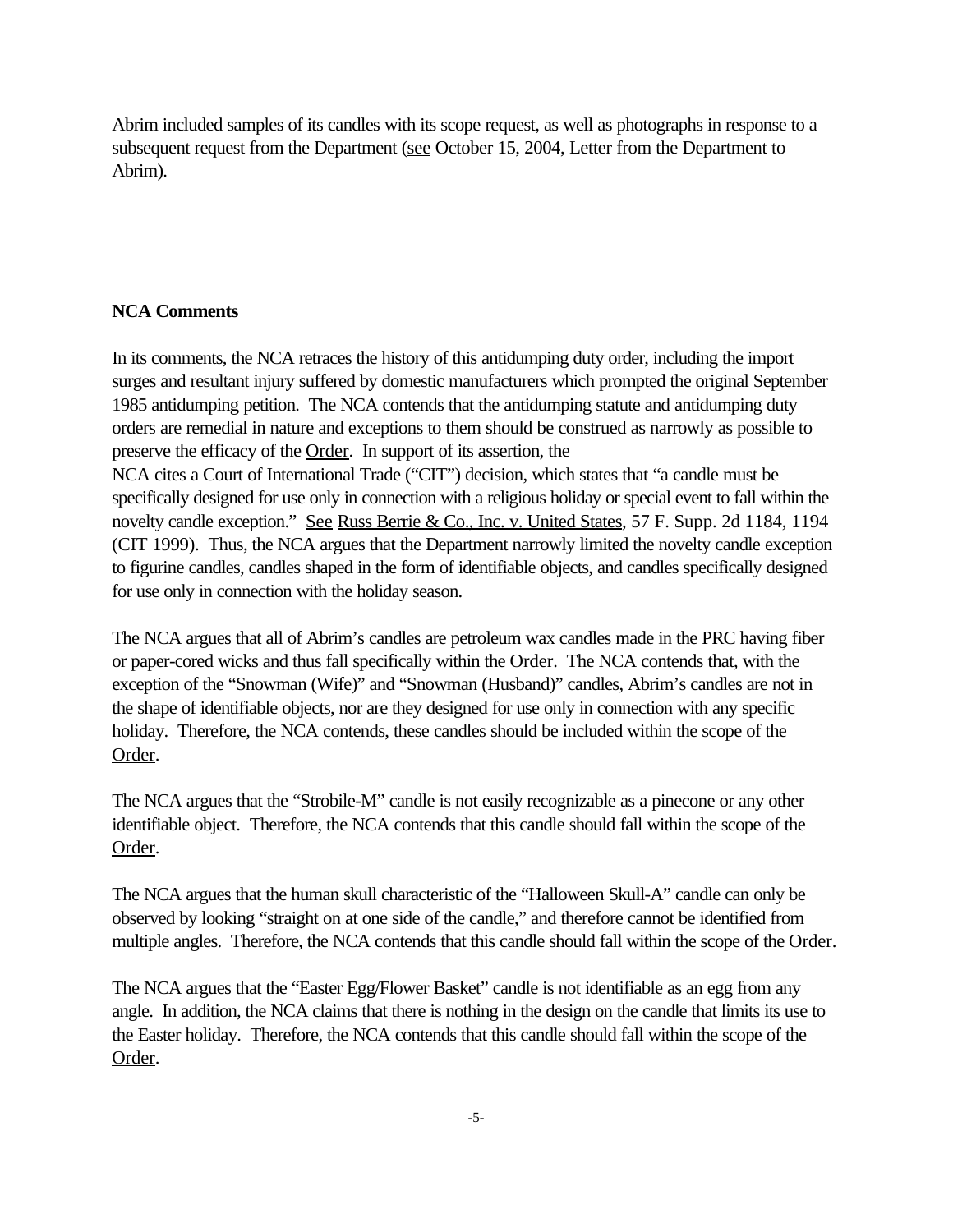Abrim included samples of its candles with its scope request, as well as photographs in response to a subsequent request from the Department (see October 15, 2004, Letter from the Department to Abrim).

**NCA Comments**

In its comments, the NCA retraces the history of this antidumping duty order, including the import surges and resultant injury suffered by domestic manufacturers which prompted the original September 1985 antidumping petition. The NCA contends that the antidumping statute and antidumping duty orders are remedial in nature and exceptions to them should be construed as narrowly as possible to preserve the efficacy of the Order. In support of its assertion, the NCA cites a Court of International Trade ("CIT") decision, which states that "a candle must be specifically designed for use only in connection with a religious holiday or special event to fall within the novelty candle exception." See Russ Berrie & Co., Inc. v. United States, 57 F. Supp. 2d 1184, 1194 (CIT 1999). Thus, the NCA argues that the Department narrowly limited the novelty candle exception to figurine candles, candles shaped in the form of identifiable objects, and candles specifically designed for use only in connection with the holiday season.

The NCA argues that all of Abrim's candles are petroleum wax candles made in the PRC having fiber or paper-cored wicks and thus fall specifically within the Order. The NCA contends that, with the exception of the "Snowman (Wife)" and "Snowman (Husband)" candles, Abrim's candles are not in the shape of identifiable objects, nor are they designed for use only in connection with any specific holiday. Therefore, the NCA contends, these candles should be included within the scope of the Order.

The NCA argues that the "Strobile-M" candle is not easily recognizable as a pinecone or any other identifiable object. Therefore, the NCA contends that this candle should fall within the scope of the Order.

The NCA argues that the human skull characteristic of the "Halloween Skull-A" candle can only be observed by looking "straight on at one side of the candle," and therefore cannot be identified from multiple angles. Therefore, the NCA contends that this candle should fall within the scope of the Order.

The NCA argues that the "Easter Egg/Flower Basket" candle is not identifiable as an egg from any angle. In addition, the NCA claims that there is nothing in the design on the candle that limits its use to the Easter holiday. Therefore, the NCA contends that this candle should fall within the scope of the Order.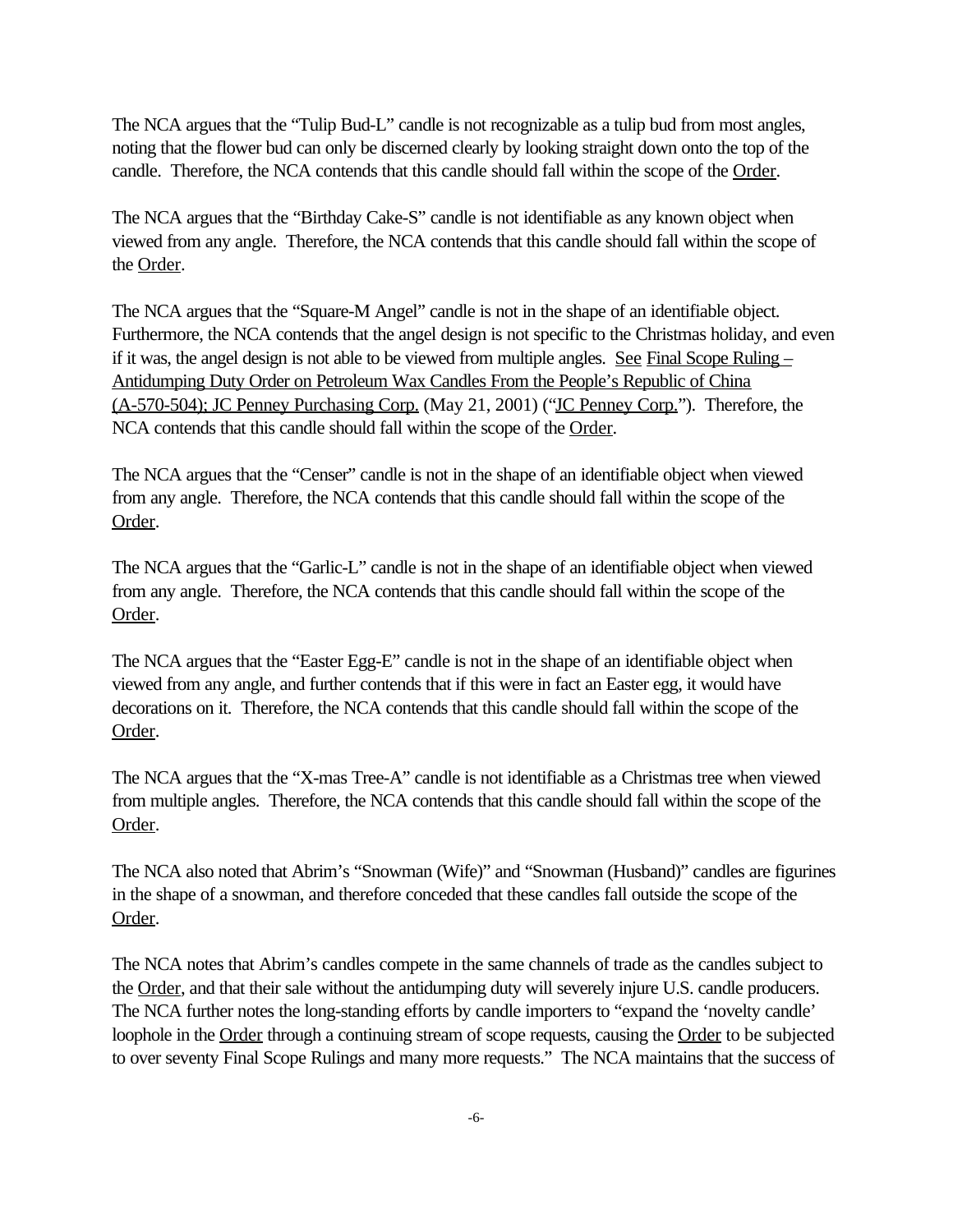The NCA argues that the "Tulip Bud-L" candle is not recognizable as a tulip bud from most angles, noting that the flower bud can only be discerned clearly by looking straight down onto the top of the candle. Therefore, the NCA contends that this candle should fall within the scope of the Order.

The NCA argues that the "Birthday Cake-S" candle is not identifiable as any known object when viewed from any angle. Therefore, the NCA contends that this candle should fall within the scope of the Order.

The NCA argues that the "Square-M Angel" candle is not in the shape of an identifiable object. Furthermore, the NCA contends that the angel design is not specific to the Christmas holiday, and even if it was, the angel design is not able to be viewed from multiple angles. See Final Scope Ruling – Antidumping Duty Order on Petroleum Wax Candles From the People's Republic of China (A-570-504); JC Penney Purchasing Corp. (May 21, 2001) ("JC Penney Corp."). Therefore, the NCA contends that this candle should fall within the scope of the Order.

The NCA argues that the "Censer" candle is not in the shape of an identifiable object when viewed from any angle. Therefore, the NCA contends that this candle should fall within the scope of the Order.

The NCA argues that the "Garlic-L" candle is not in the shape of an identifiable object when viewed from any angle. Therefore, the NCA contends that this candle should fall within the scope of the Order.

The NCA argues that the "Easter Egg-E" candle is not in the shape of an identifiable object when viewed from any angle, and further contends that if this were in fact an Easter egg, it would have decorations on it. Therefore, the NCA contends that this candle should fall within the scope of the Order.

The NCA argues that the "X-mas Tree-A" candle is not identifiable as a Christmas tree when viewed from multiple angles. Therefore, the NCA contends that this candle should fall within the scope of the Order.

The NCA also noted that Abrim's "Snowman (Wife)" and "Snowman (Husband)" candles are figurines in the shape of a snowman, and therefore conceded that these candles fall outside the scope of the Order.

The NCA notes that Abrim's candles compete in the same channels of trade as the candles subject to the Order, and that their sale without the antidumping duty will severely injure U.S. candle producers. The NCA further notes the long-standing efforts by candle importers to "expand the 'novelty candle' loophole in the Order through a continuing stream of scope requests, causing the Order to be subjected to over seventy Final Scope Rulings and many more requests." The NCA maintains that the success of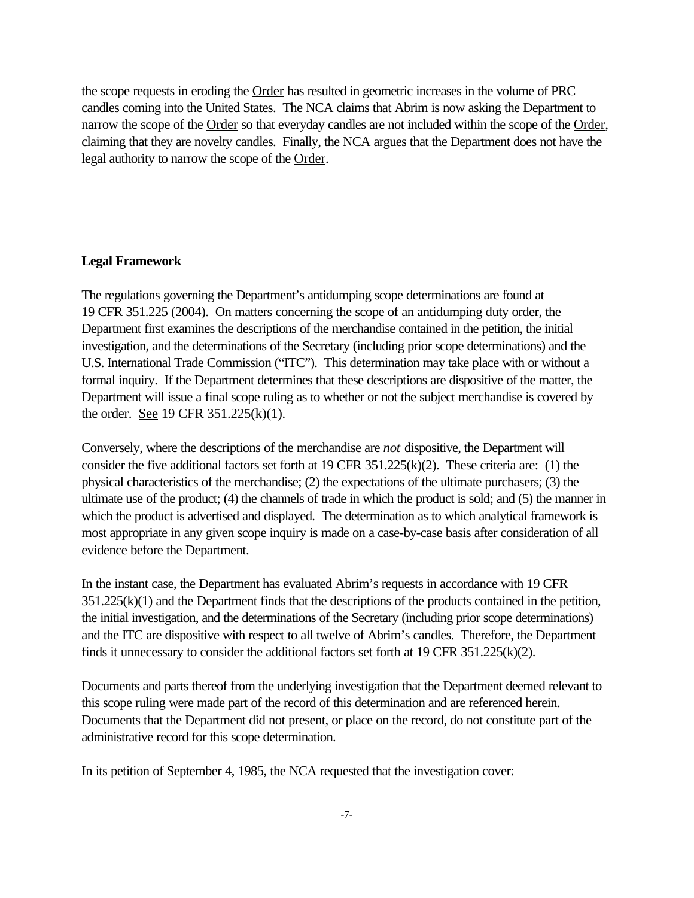the scope requests in eroding the Order has resulted in geometric increases in the volume of PRC candles coming into the United States. The NCA claims that Abrim is now asking the Department to narrow the scope of the Order so that everyday candles are not included within the scope of the Order, claiming that they are novelty candles. Finally, the NCA argues that the Department does not have the legal authority to narrow the scope of the Order.

**Legal Framework**

The regulations governing the Department's antidumping scope determinations are found at 19 CFR 351.225 (2004). On matters concerning the scope of an antidumping duty order, the Department first examines the descriptions of the merchandise contained in the petition, the initial investigation, and the determinations of the Secretary (including prior scope determinations) and the U.S. International Trade Commission ("ITC"). This determination may take place with or without a formal inquiry. If the Department determines that these descriptions are dispositive of the matter, the Department will issue a final scope ruling as to whether or not the subject merchandise is covered by the order. See 19 CFR 351.225(k)(1).

Conversely, where the descriptions of the merchandise are *not* dispositive, the Department will consider the five additional factors set forth at 19 CFR 351.225(k)(2). These criteria are: (1) the physical characteristics of the merchandise; (2) the expectations of the ultimate purchasers; (3) the ultimate use of the product; (4) the channels of trade in which the product is sold; and (5) the manner in which the product is advertised and displayed. The determination as to which analytical framework is most appropriate in any given scope inquiry is made on a case-by-case basis after consideration of all evidence before the Department.

In the instant case, the Department has evaluated Abrim's requests in accordance with 19 CFR 351.225(k)(1) and the Department finds that the descriptions of the products contained in the petition, the initial investigation, and the determinations of the Secretary (including prior scope determinations) and the ITC are dispositive with respect to all twelve of Abrim's candles. Therefore, the Department finds it unnecessary to consider the additional factors set forth at 19 CFR 351.225(k)(2).

Documents and parts thereof from the underlying investigation that the Department deemed relevant to this scope ruling were made part of the record of this determination and are referenced herein. Documents that the Department did not present, or place on the record, do not constitute part of the administrative record for this scope determination.

In its petition of September 4, 1985, the NCA requested that the investigation cover: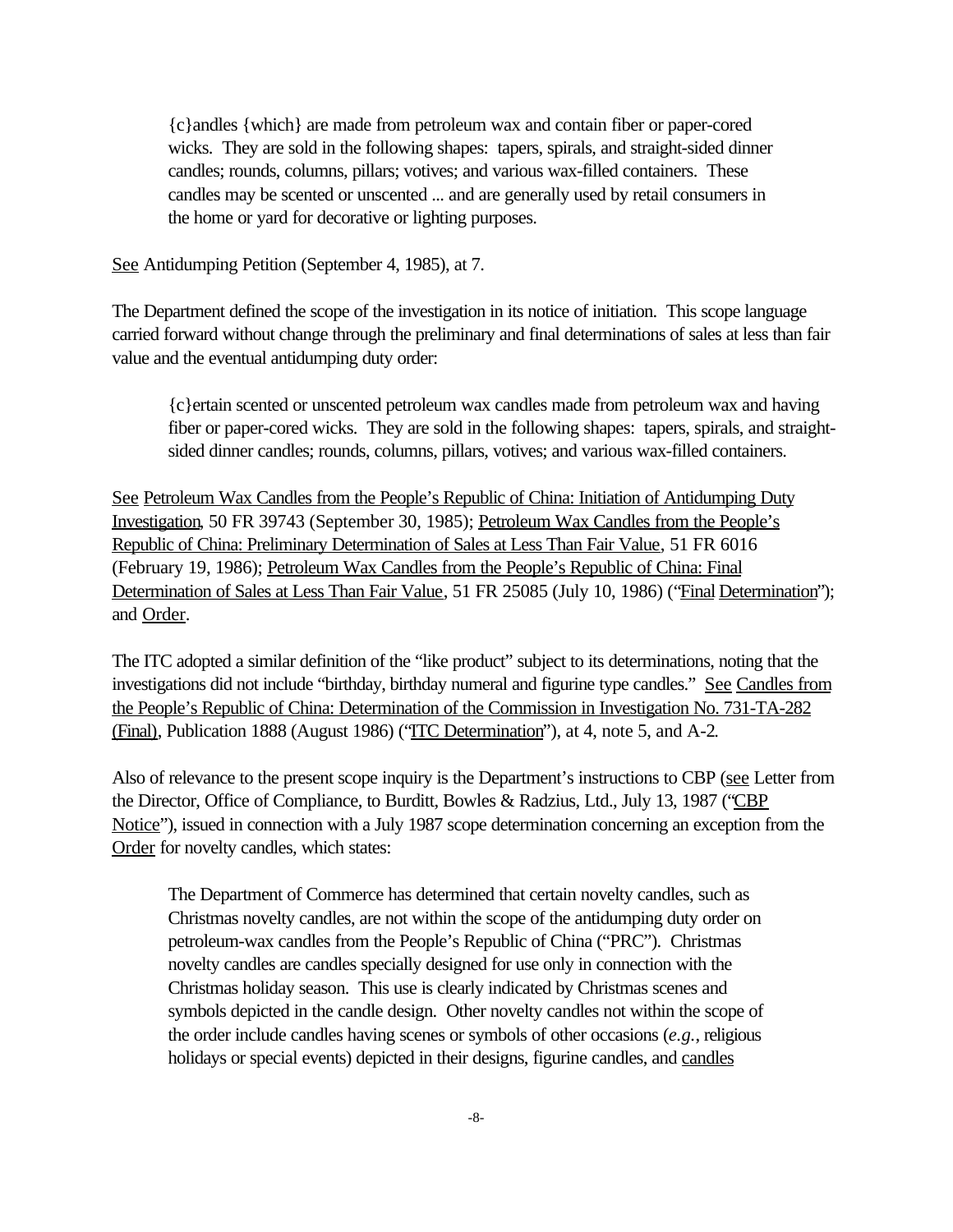> {c}andles {which} are made from petroleum wax and contain fiber or paper-cored wicks. They are sold in the following shapes: tapers, spirals, and straight-sided dinner candles; rounds, columns, pillars; votives; and various wax-filled containers. These candles may be scented or unscented ... and are generally used by retail consumers in the home or yard for decorative or lighting purposes.

See Antidumping Petition (September 4, 1985), at 7.

The Department defined the scope of the investigation in its notice of initiation. This scope language carried forward without change through the preliminary and final determinations of sales at less than fair value and the eventual antidumping duty order:

> {c}ertain scented or unscented petroleum wax candles made from petroleum wax and having fiber or paper-cored wicks. They are sold in the following shapes: tapers, spirals, and straight-sided dinner candles; rounds, columns, pillars, votives; and various wax-filled containers.

See Petroleum Wax Candles from the People's Republic of China: Initiation of Antidumping Duty Investigation, 50 FR 39743 (September 30, 1985); Petroleum Wax Candles from the People's Republic of China: Preliminary Determination of Sales at Less Than Fair Value, 51 FR 6016 (February 19, 1986); Petroleum Wax Candles from the People's Republic of China: Final Determination of Sales at Less Than Fair Value, 51 FR 25085 (July 10, 1986) ("Final Determination"); and Order.

The ITC adopted a similar definition of the "like product" subject to its determinations, noting that the investigations did not include "birthday, birthday numeral and figurine type candles." See Candles from the People's Republic of China: Determination of the Commission in Investigation No. 731-TA-282 (Final), Publication 1888 (August 1986) ("ITC Determination"), at 4, note 5, and A-2.

Also of relevance to the present scope inquiry is the Department's instructions to CBP (see Letter from the Director, Office of Compliance, to Burditt, Bowles & Radzius, Ltd., July 13, 1987 ("CBP Notice"), issued in connection with a July 1987 scope determination concerning an exception from the Order for novelty candles, which states:

> The Department of Commerce has determined that certain novelty candles, such as Christmas novelty candles, are not within the scope of the antidumping duty order on petroleum-wax candles from the People's Republic of China ("PRC"). Christmas novelty candles are candles specially designed for use only in connection with the Christmas holiday season. This use is clearly indicated by Christmas scenes and symbols depicted in the candle design. Other novelty candles not within the scope of the order include candles having scenes or symbols of other occasions (*e.g.*, religious holidays or special events) depicted in their designs, figurine candles, and candles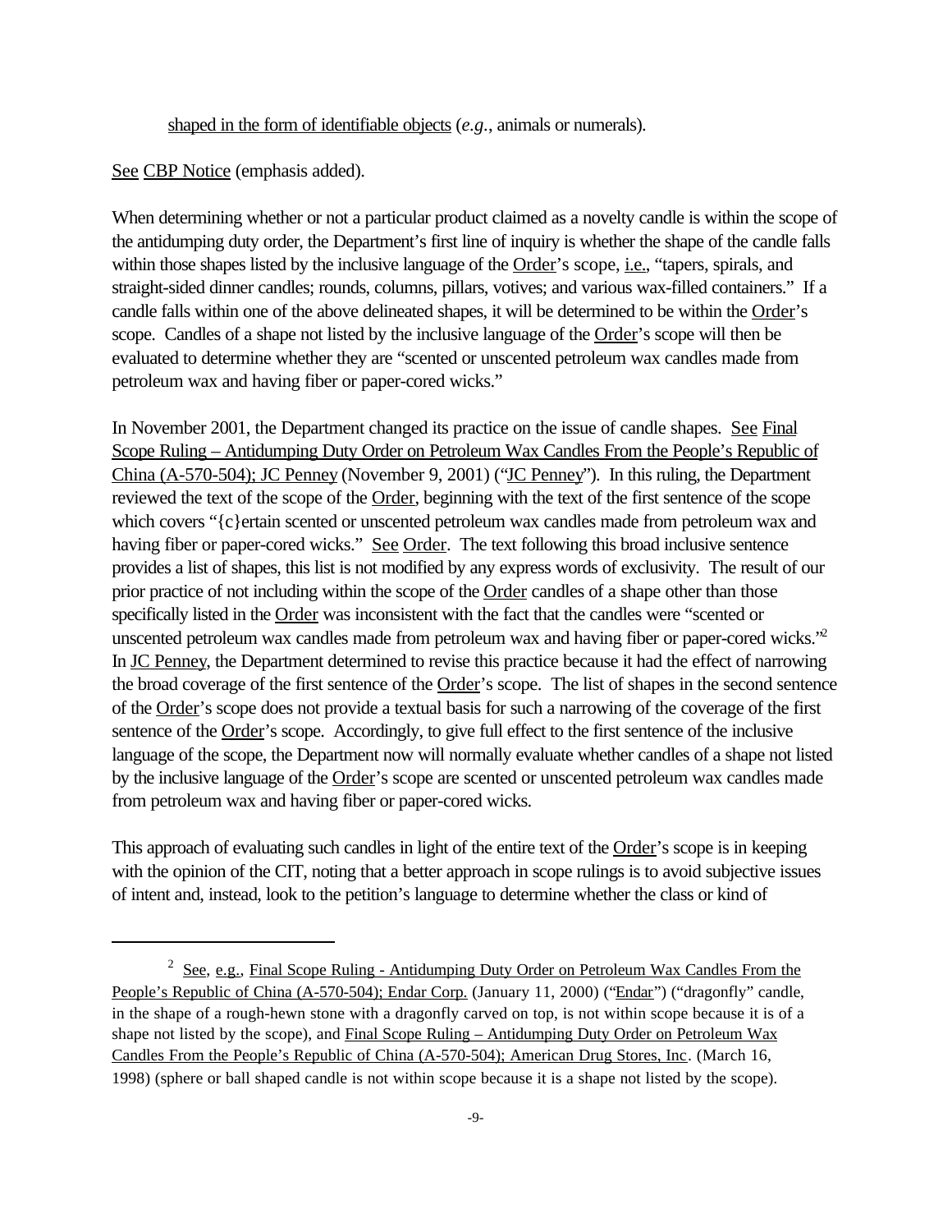shaped in the form of identifiable objects (*e.g.*, animals or numerals).

See CBP Notice (emphasis added).

When determining whether or not a particular product claimed as a novelty candle is within the scope of the antidumping duty order, the Department's first line of inquiry is whether the shape of the candle falls within those shapes listed by the inclusive language of the Order's scope, i.e., "tapers, spirals, and straight-sided dinner candles; rounds, columns, pillars, votives; and various wax-filled containers." If a candle falls within one of the above delineated shapes, it will be determined to be within the Order's scope. Candles of a shape not listed by the inclusive language of the Order's scope will then be evaluated to determine whether they are "scented or unscented petroleum wax candles made from petroleum wax and having fiber or paper-cored wicks."

In November 2001, the Department changed its practice on the issue of candle shapes. See Final Scope Ruling – Antidumping Duty Order on Petroleum Wax Candles From the People's Republic of China (A-570-504); JC Penney (November 9, 2001) ("JC Penney"). In this ruling, the Department reviewed the text of the scope of the Order, beginning with the text of the first sentence of the scope which covers "{c}ertain scented or unscented petroleum wax candles made from petroleum wax and having fiber or paper-cored wicks." See Order. The text following this broad inclusive sentence provides a list of shapes, this list is not modified by any express words of exclusivity. The result of our prior practice of not including within the scope of the Order candles of a shape other than those specifically listed in the Order was inconsistent with the fact that the candles were "scented or unscented petroleum wax candles made from petroleum wax and having fiber or paper-cored wicks."[2] In JC Penney, the Department determined to revise this practice because it had the effect of narrowing the broad coverage of the first sentence of the Order's scope. The list of shapes in the second sentence of the Order's scope does not provide a textual basis for such a narrowing of the coverage of the first sentence of the Order's scope. Accordingly, to give full effect to the first sentence of the inclusive language of the scope, the Department now will normally evaluate whether candles of a shape not listed by the inclusive language of the Order's scope are scented or unscented petroleum wax candles made from petroleum wax and having fiber or paper-cored wicks.

This approach of evaluating such candles in light of the entire text of the Order's scope is in keeping with the opinion of the CIT, noting that a better approach in scope rulings is to avoid subjective issues of intent and, instead, look to the petition's language to determine whether the class or kind of

---

[2] See, e.g., Final Scope Ruling - Antidumping Duty Order on Petroleum Wax Candles From the People's Republic of China (A-570-504); Endar Corp. (January 11, 2000) ("Endar") ("dragonfly" candle, in the shape of a rough-hewn stone with a dragonfly carved on top, is not within scope because it is of a shape not listed by the scope), and Final Scope Ruling – Antidumping Duty Order on Petroleum Wax Candles From the People's Republic of China (A-570-504); American Drug Stores, Inc. (March 16, 1998) (sphere or ball shaped candle is not within scope because it is a shape not listed by the scope).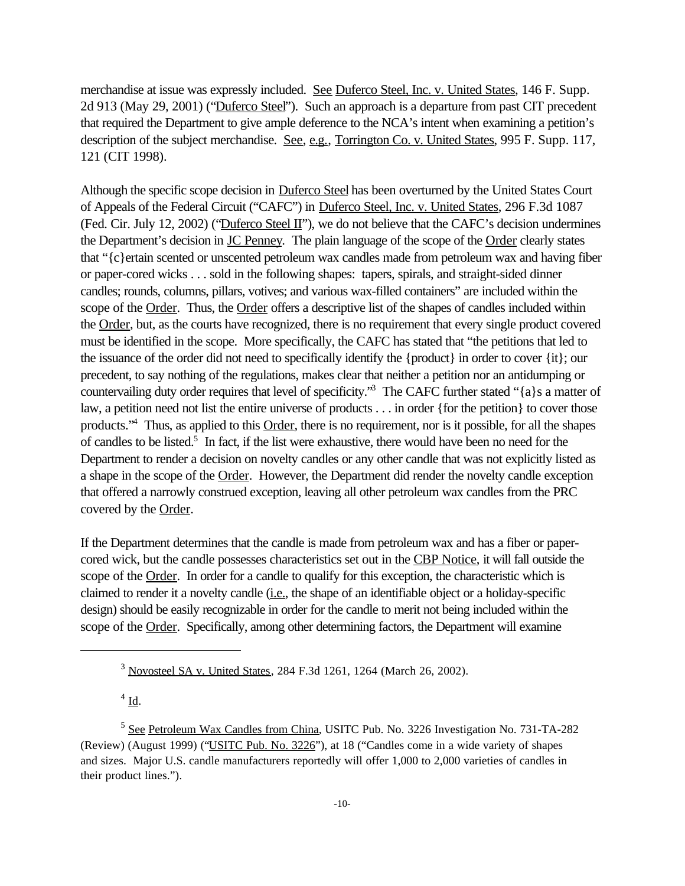merchandise at issue was expressly included. See Duferco Steel, Inc. v. United States, 146 F. Supp. 2d 913 (May 29, 2001) ("Duferco Steel"). Such an approach is a departure from past CIT precedent that required the Department to give ample deference to the NCA's intent when examining a petition's description of the subject merchandise. See, e.g., Torrington Co. v. United States, 995 F. Supp. 117, 121 (CIT 1998).

Although the specific scope decision in Duferco Steel has been overturned by the United States Court of Appeals of the Federal Circuit ("CAFC") in Duferco Steel, Inc. v. United States, 296 F.3d 1087 (Fed. Cir. July 12, 2002) ("Duferco Steel II"), we do not believe that the CAFC's decision undermines the Department's decision in JC Penney. The plain language of the scope of the Order clearly states that "{c}ertain scented or unscented petroleum wax candles made from petroleum wax and having fiber or paper-cored wicks . . . sold in the following shapes: tapers, spirals, and straight-sided dinner candles; rounds, columns, pillars, votives; and various wax-filled containers" are included within the scope of the Order. Thus, the Order offers a descriptive list of the shapes of candles included within the Order, but, as the courts have recognized, there is no requirement that every single product covered must be identified in the scope. More specifically, the CAFC has stated that "the petitions that led to the issuance of the order did not need to specifically identify the {product} in order to cover {it}; our precedent, to say nothing of the regulations, makes clear that neither a petition nor an antidumping or countervailing duty order requires that level of specificity."[3] The CAFC further stated "{a}s a matter of law, a petition need not list the entire universe of products . . . in order {for the petition} to cover those products."[4] Thus, as applied to this Order, there is no requirement, nor is it possible, for all the shapes of candles to be listed.[5] In fact, if the list were exhaustive, there would have been no need for the Department to render a decision on novelty candles or any other candle that was not explicitly listed as a shape in the scope of the Order. However, the Department did render the novelty candle exception that offered a narrowly construed exception, leaving all other petroleum wax candles from the PRC covered by the Order.

If the Department determines that the candle is made from petroleum wax and has a fiber or paper-cored wick, but the candle possesses characteristics set out in the CBP Notice, it will fall outside the scope of the Order. In order for a candle to qualify for this exception, the characteristic which is claimed to render it a novelty candle (i.e., the shape of an identifiable object or a holiday-specific design) should be easily recognizable in order for the candle to merit not being included within the scope of the Order. Specifically, among other determining factors, the Department will examine

---

[3] Novosteel SA v. United States, 284 F.3d 1261, 1264 (March 26, 2002).

[4] Id.

[5] See Petroleum Wax Candles from China, USITC Pub. No. 3226 Investigation No. 731-TA-282 (Review) (August 1999) ("USITC Pub. No. 3226"), at 18 ("Candles come in a wide variety of shapes and sizes. Major U.S. candle manufacturers reportedly will offer 1,000 to 2,000 varieties of candles in their product lines.").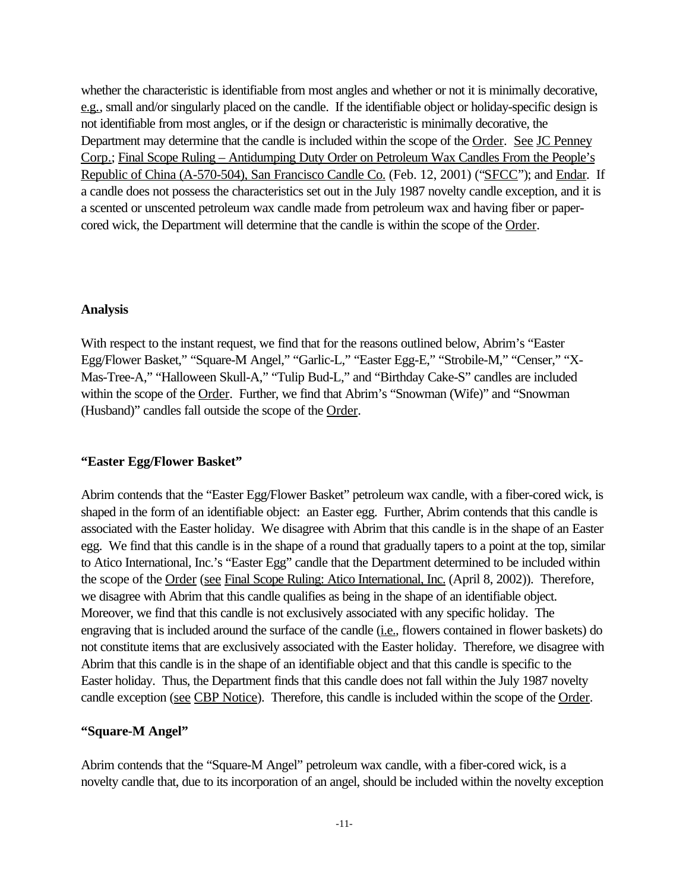whether the characteristic is identifiable from most angles and whether or not it is minimally decorative, e.g., small and/or singularly placed on the candle. If the identifiable object or holiday-specific design is not identifiable from most angles, or if the design or characteristic is minimally decorative, the Department may determine that the candle is included within the scope of the Order. See JC Penney Corp.; Final Scope Ruling – Antidumping Duty Order on Petroleum Wax Candles From the People's Republic of China (A-570-504), San Francisco Candle Co. (Feb. 12, 2001) ("SFCC"); and Endar. If a candle does not possess the characteristics set out in the July 1987 novelty candle exception, and it is a scented or unscented petroleum wax candle made from petroleum wax and having fiber or paper-cored wick, the Department will determine that the candle is within the scope of the Order.

**Analysis**

With respect to the instant request, we find that for the reasons outlined below, Abrim's "Easter Egg/Flower Basket," "Square-M Angel," "Garlic-L," "Easter Egg-E," "Strobile-M," "Censer," "X-Mas-Tree-A," "Halloween Skull-A," "Tulip Bud-L," and "Birthday Cake-S" candles are included within the scope of the Order. Further, we find that Abrim's "Snowman (Wife)" and "Snowman (Husband)" candles fall outside the scope of the Order.

**"Easter Egg/Flower Basket"**

Abrim contends that the "Easter Egg/Flower Basket" petroleum wax candle, with a fiber-cored wick, is shaped in the form of an identifiable object: an Easter egg. Further, Abrim contends that this candle is associated with the Easter holiday. We disagree with Abrim that this candle is in the shape of an Easter egg. We find that this candle is in the shape of a round that gradually tapers to a point at the top, similar to Atico International, Inc.'s "Easter Egg" candle that the Department determined to be included within the scope of the Order (see Final Scope Ruling: Atico International, Inc. (April 8, 2002)). Therefore, we disagree with Abrim that this candle qualifies as being in the shape of an identifiable object. Moreover, we find that this candle is not exclusively associated with any specific holiday. The engraving that is included around the surface of the candle (i.e., flowers contained in flower baskets) do not constitute items that are exclusively associated with the Easter holiday. Therefore, we disagree with Abrim that this candle is in the shape of an identifiable object and that this candle is specific to the Easter holiday. Thus, the Department finds that this candle does not fall within the July 1987 novelty candle exception (see CBP Notice). Therefore, this candle is included within the scope of the Order.

**"Square-M Angel"**

Abrim contends that the "Square-M Angel" petroleum wax candle, with a fiber-cored wick, is a novelty candle that, due to its incorporation of an angel, should be included within the novelty exception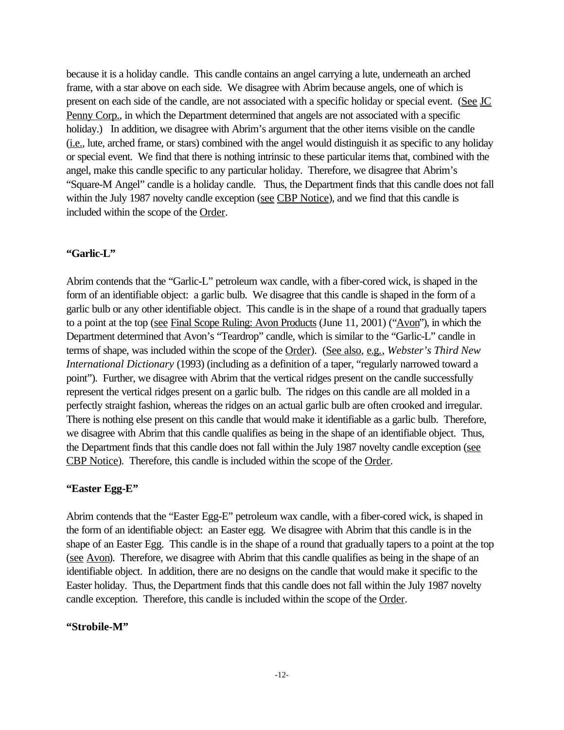because it is a holiday candle. This candle contains an angel carrying a lute, underneath an arched frame, with a star above on each side. We disagree with Abrim because angels, one of which is present on each side of the candle, are not associated with a specific holiday or special event. (See JC Penny Corp., in which the Department determined that angels are not associated with a specific holiday.) In addition, we disagree with Abrim's argument that the other items visible on the candle (i.e., lute, arched frame, or stars) combined with the angel would distinguish it as specific to any holiday or special event. We find that there is nothing intrinsic to these particular items that, combined with the angel, make this candle specific to any particular holiday. Therefore, we disagree that Abrim's "Square-M Angel" candle is a holiday candle. Thus, the Department finds that this candle does not fall within the July 1987 novelty candle exception (see CBP Notice), and we find that this candle is included within the scope of the Order.

**"Garlic-L"**

Abrim contends that the "Garlic-L" petroleum wax candle, with a fiber-cored wick, is shaped in the form of an identifiable object: a garlic bulb. We disagree that this candle is shaped in the form of a garlic bulb or any other identifiable object. This candle is in the shape of a round that gradually tapers to a point at the top (see Final Scope Ruling: Avon Products (June 11, 2001) ("Avon"), in which the Department determined that Avon's "Teardrop" candle, which is similar to the "Garlic-L" candle in terms of shape, was included within the scope of the Order). (See also, e.g., *Webster's Third New International Dictionary* (1993) (including as a definition of a taper, "regularly narrowed toward a point"). Further, we disagree with Abrim that the vertical ridges present on the candle successfully represent the vertical ridges present on a garlic bulb. The ridges on this candle are all molded in a perfectly straight fashion, whereas the ridges on an actual garlic bulb are often crooked and irregular. There is nothing else present on this candle that would make it identifiable as a garlic bulb. Therefore, we disagree with Abrim that this candle qualifies as being in the shape of an identifiable object. Thus, the Department finds that this candle does not fall within the July 1987 novelty candle exception (see CBP Notice). Therefore, this candle is included within the scope of the Order.

**"Easter Egg-E"**

Abrim contends that the "Easter Egg-E" petroleum wax candle, with a fiber-cored wick, is shaped in the form of an identifiable object: an Easter egg. We disagree with Abrim that this candle is in the shape of an Easter Egg. This candle is in the shape of a round that gradually tapers to a point at the top (see Avon). Therefore, we disagree with Abrim that this candle qualifies as being in the shape of an identifiable object. In addition, there are no designs on the candle that would make it specific to the Easter holiday. Thus, the Department finds that this candle does not fall within the July 1987 novelty candle exception. Therefore, this candle is included within the scope of the Order.

**"Strobile-M"**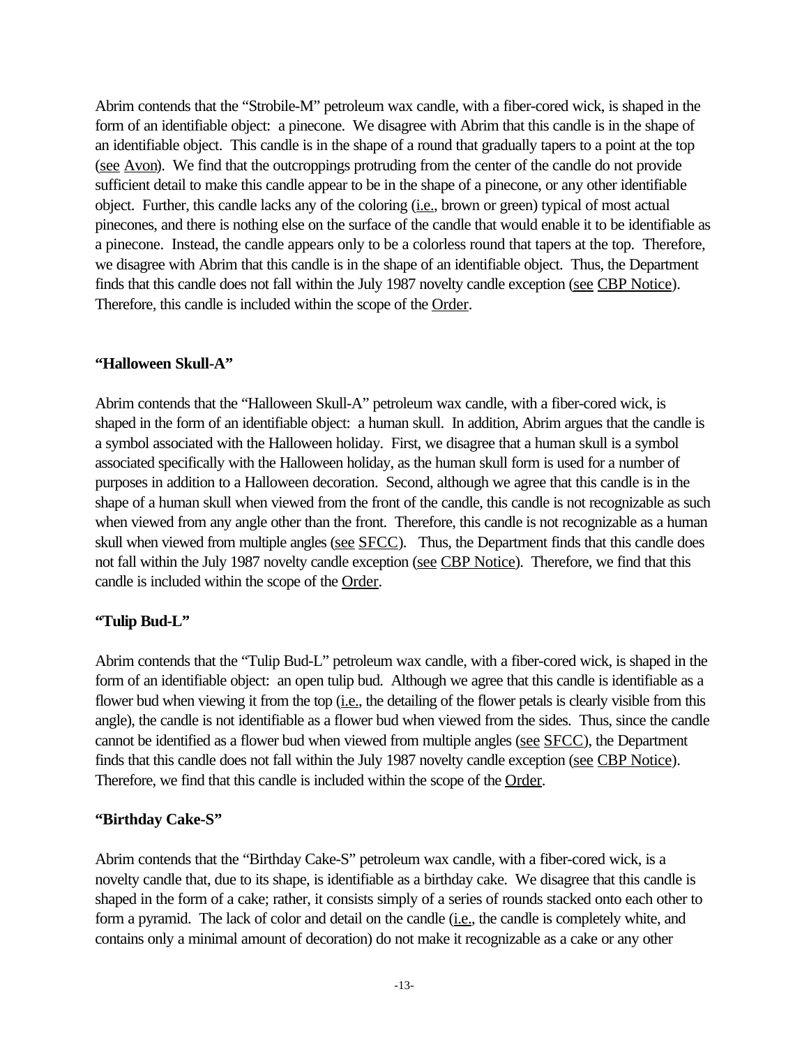Abrim contends that the "Strobile-M" petroleum wax candle, with a fiber-cored wick, is shaped in the form of an identifiable object: a pinecone. We disagree with Abrim that this candle is in the shape of an identifiable object. This candle is in the shape of a round that gradually tapers to a point at the top (see Avon). We find that the outcroppings protruding from the center of the candle do not provide sufficient detail to make this candle appear to be in the shape of a pinecone, or any other identifiable object. Further, this candle lacks any of the coloring (i.e., brown or green) typical of most actual pinecones, and there is nothing else on the surface of the candle that would enable it to be identifiable as a pinecone. Instead, the candle appears only to be a colorless round that tapers at the top. Therefore, we disagree with Abrim that this candle is in the shape of an identifiable object. Thus, the Department finds that this candle does not fall within the July 1987 novelty candle exception (see CBP Notice). Therefore, this candle is included within the scope of the Order.

**"Halloween Skull-A"**

Abrim contends that the "Halloween Skull-A" petroleum wax candle, with a fiber-cored wick, is shaped in the form of an identifiable object: a human skull. In addition, Abrim argues that the candle is a symbol associated with the Halloween holiday. First, we disagree that a human skull is a symbol associated specifically with the Halloween holiday, as the human skull form is used for a number of purposes in addition to a Halloween decoration. Second, although we agree that this candle is in the shape of a human skull when viewed from the front of the candle, this candle is not recognizable as such when viewed from any angle other than the front. Therefore, this candle is not recognizable as a human skull when viewed from multiple angles (see SFCC). Thus, the Department finds that this candle does not fall within the July 1987 novelty candle exception (see CBP Notice). Therefore, we find that this candle is included within the scope of the Order.

**"Tulip Bud-L"**

Abrim contends that the "Tulip Bud-L" petroleum wax candle, with a fiber-cored wick, is shaped in the form of an identifiable object: an open tulip bud. Although we agree that this candle is identifiable as a flower bud when viewing it from the top (i.e., the detailing of the flower petals is clearly visible from this angle), the candle is not identifiable as a flower bud when viewed from the sides. Thus, since the candle cannot be identified as a flower bud when viewed from multiple angles (see SFCC), the Department finds that this candle does not fall within the July 1987 novelty candle exception (see CBP Notice). Therefore, we find that this candle is included within the scope of the Order.

**"Birthday Cake-S"**

Abrim contends that the "Birthday Cake-S" petroleum wax candle, with a fiber-cored wick, is a novelty candle that, due to its shape, is identifiable as a birthday cake. We disagree that this candle is shaped in the form of a cake; rather, it consists simply of a series of rounds stacked onto each other to form a pyramid. The lack of color and detail on the candle (i.e., the candle is completely white, and contains only a minimal amount of decoration) do not make it recognizable as a cake or any other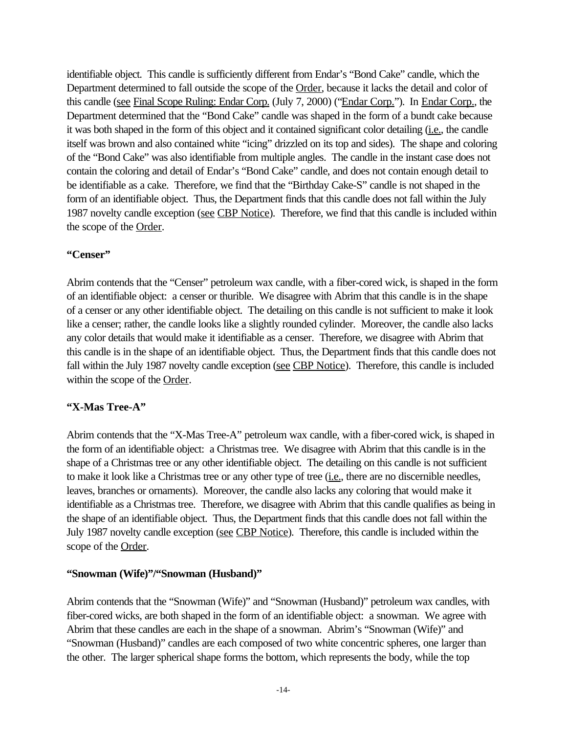identifiable object. This candle is sufficiently different from Endar's "Bond Cake" candle, which the Department determined to fall outside the scope of the Order, because it lacks the detail and color of this candle (see Final Scope Ruling: Endar Corp. (July 7, 2000) ("Endar Corp."). In Endar Corp., the Department determined that the "Bond Cake" candle was shaped in the form of a bundt cake because it was both shaped in the form of this object and it contained significant color detailing (i.e., the candle itself was brown and also contained white "icing" drizzled on its top and sides). The shape and coloring of the "Bond Cake" was also identifiable from multiple angles. The candle in the instant case does not contain the coloring and detail of Endar's "Bond Cake" candle, and does not contain enough detail to be identifiable as a cake. Therefore, we find that the "Birthday Cake-S" candle is not shaped in the form of an identifiable object. Thus, the Department finds that this candle does not fall within the July 1987 novelty candle exception (see CBP Notice). Therefore, we find that this candle is included within the scope of the Order.

**"Censer"**

Abrim contends that the "Censer" petroleum wax candle, with a fiber-cored wick, is shaped in the form of an identifiable object: a censer or thurible. We disagree with Abrim that this candle is in the shape of a censer or any other identifiable object. The detailing on this candle is not sufficient to make it look like a censer; rather, the candle looks like a slightly rounded cylinder. Moreover, the candle also lacks any color details that would make it identifiable as a censer. Therefore, we disagree with Abrim that this candle is in the shape of an identifiable object. Thus, the Department finds that this candle does not fall within the July 1987 novelty candle exception (see CBP Notice). Therefore, this candle is included within the scope of the Order.

**"X-Mas Tree-A"**

Abrim contends that the "X-Mas Tree-A" petroleum wax candle, with a fiber-cored wick, is shaped in the form of an identifiable object: a Christmas tree. We disagree with Abrim that this candle is in the shape of a Christmas tree or any other identifiable object. The detailing on this candle is not sufficient to make it look like a Christmas tree or any other type of tree (i.e., there are no discernible needles, leaves, branches or ornaments). Moreover, the candle also lacks any coloring that would make it identifiable as a Christmas tree. Therefore, we disagree with Abrim that this candle qualifies as being in the shape of an identifiable object. Thus, the Department finds that this candle does not fall within the July 1987 novelty candle exception (see CBP Notice). Therefore, this candle is included within the scope of the Order.

**"Snowman (Wife)"/"Snowman (Husband)"**

Abrim contends that the "Snowman (Wife)" and "Snowman (Husband)" petroleum wax candles, with fiber-cored wicks, are both shaped in the form of an identifiable object: a snowman. We agree with Abrim that these candles are each in the shape of a snowman. Abrim's "Snowman (Wife)" and "Snowman (Husband)" candles are each composed of two white concentric spheres, one larger than the other. The larger spherical shape forms the bottom, which represents the body, while the top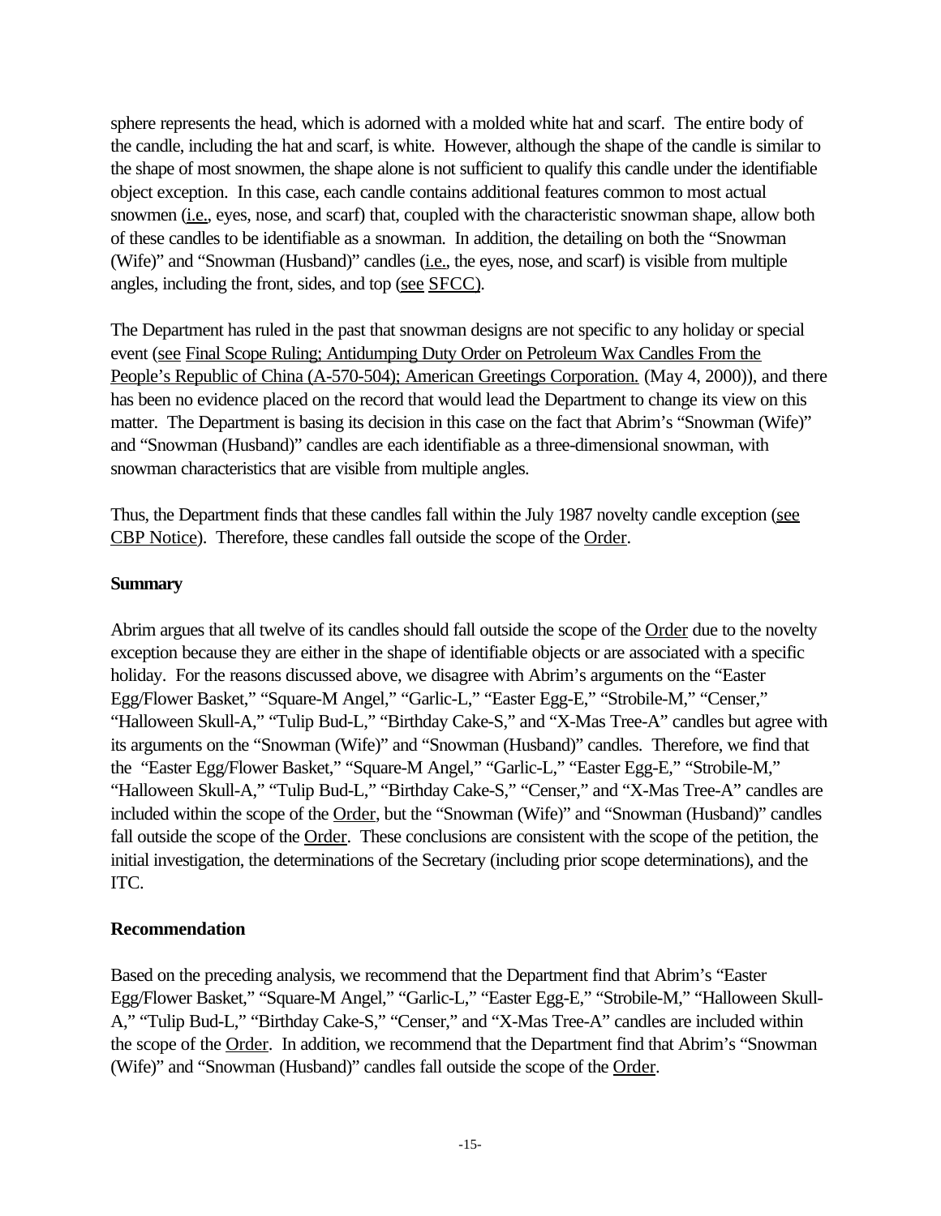sphere represents the head, which is adorned with a molded white hat and scarf. The entire body of the candle, including the hat and scarf, is white. However, although the shape of the candle is similar to the shape of most snowmen, the shape alone is not sufficient to qualify this candle under the identifiable object exception. In this case, each candle contains additional features common to most actual snowmen (i.e., eyes, nose, and scarf) that, coupled with the characteristic snowman shape, allow both of these candles to be identifiable as a snowman. In addition, the detailing on both the "Snowman (Wife)" and "Snowman (Husband)" candles (i.e., the eyes, nose, and scarf) is visible from multiple angles, including the front, sides, and top (see SFCC).

The Department has ruled in the past that snowman designs are not specific to any holiday or special event (see Final Scope Ruling; Antidumping Duty Order on Petroleum Wax Candles From the People's Republic of China (A-570-504); American Greetings Corporation. (May 4, 2000)), and there has been no evidence placed on the record that would lead the Department to change its view on this matter. The Department is basing its decision in this case on the fact that Abrim's "Snowman (Wife)" and "Snowman (Husband)" candles are each identifiable as a three-dimensional snowman, with snowman characteristics that are visible from multiple angles.

Thus, the Department finds that these candles fall within the July 1987 novelty candle exception (see CBP Notice). Therefore, these candles fall outside the scope of the Order.

## Summary

Abrim argues that all twelve of its candles should fall outside the scope of the Order due to the novelty exception because they are either in the shape of identifiable objects or are associated with a specific holiday. For the reasons discussed above, we disagree with Abrim's arguments on the "Easter Egg/Flower Basket," "Square-M Angel," "Garlic-L," "Easter Egg-E," "Strobile-M," "Censer," "Halloween Skull-A," "Tulip Bud-L," "Birthday Cake-S," and "X-Mas Tree-A" candles but agree with its arguments on the "Snowman (Wife)" and "Snowman (Husband)" candles. Therefore, we find that the "Easter Egg/Flower Basket," "Square-M Angel," "Garlic-L," "Easter Egg-E," "Strobile-M," "Halloween Skull-A," "Tulip Bud-L," "Birthday Cake-S," "Censer," and "X-Mas Tree-A" candles are included within the scope of the Order, but the "Snowman (Wife)" and "Snowman (Husband)" candles fall outside the scope of the Order. These conclusions are consistent with the scope of the petition, the initial investigation, the determinations of the Secretary (including prior scope determinations), and the ITC.

## Recommendation

Based on the preceding analysis, we recommend that the Department find that Abrim's "Easter Egg/Flower Basket," "Square-M Angel," "Garlic-L," "Easter Egg-E," "Strobile-M," "Halloween Skull-A," "Tulip Bud-L," "Birthday Cake-S," "Censer," and "X-Mas Tree-A" candles are included within the scope of the Order. In addition, we recommend that the Department find that Abrim's "Snowman (Wife)" and "Snowman (Husband)" candles fall outside the scope of the Order.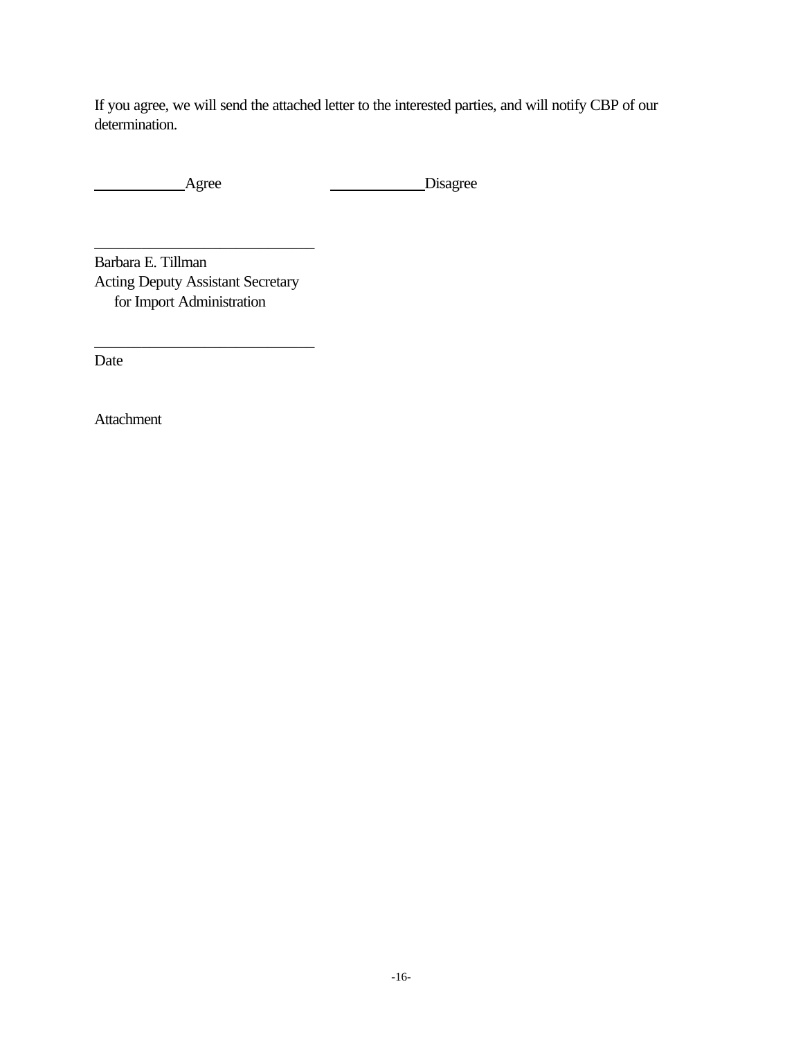If you agree, we will send the attached letter to the interested parties, and will notify CBP of our determination.

\_\_\_\_\_\_\_\_\_\_\_\_ Agree &nbsp;&nbsp;&nbsp;&nbsp;&nbsp;&nbsp;&nbsp;&nbsp;&nbsp;&nbsp;&nbsp;&nbsp;&nbsp;&nbsp;&nbsp;&nbsp;&nbsp;&nbsp;&nbsp;&nbsp; \_\_\_\_\_\_\_\_\_\_\_\_ Disagree

\_\_\_\_\_\_\_\_\_\_\_\_\_\_\_\_\_\_\_\_\_\_\_\_\_\_\_\_\_\_

Barbara E. Tillman
Acting Deputy Assistant Secretary
for Import Administration

\_\_\_\_\_\_\_\_\_\_\_\_\_\_\_\_\_\_\_\_\_\_\_\_\_\_\_\_\_\_

Date

Attachment